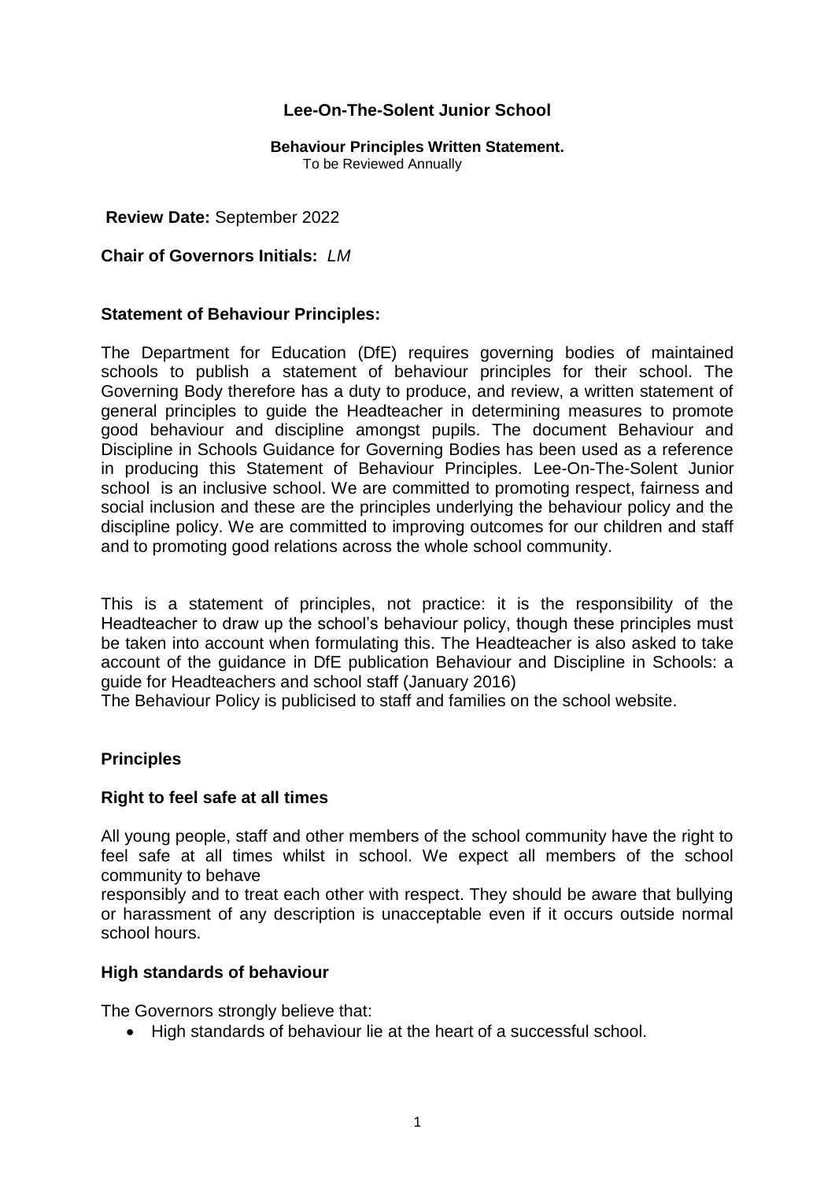# Lee-On-The-Solent Junior School

**Behaviour Principles Written Statement.**
To be Reviewed Annually

**Review Date:** September 2022

**Chair of Governors Initials:** *LM*

## Statement of Behaviour Principles:

The Department for Education (DfE) requires governing bodies of maintained schools to publish a statement of behaviour principles for their school. The Governing Body therefore has a duty to produce, and review, a written statement of general principles to guide the Headteacher in determining measures to promote good behaviour and discipline amongst pupils. The document Behaviour and Discipline in Schools Guidance for Governing Bodies has been used as a reference in producing this Statement of Behaviour Principles. Lee-On-The-Solent Junior school is an inclusive school. We are committed to promoting respect, fairness and social inclusion and these are the principles underlying the behaviour policy and the discipline policy. We are committed to improving outcomes for our children and staff and to promoting good relations across the whole school community.

This is a statement of principles, not practice: it is the responsibility of the Headteacher to draw up the school's behaviour policy, though these principles must be taken into account when formulating this. The Headteacher is also asked to take account of the guidance in DfE publication Behaviour and Discipline in Schools: a guide for Headteachers and school staff (January 2016)
The Behaviour Policy is publicised to staff and families on the school website.

## Principles

### Right to feel safe at all times

All young people, staff and other members of the school community have the right to feel safe at all times whilst in school. We expect all members of the school community to behave
responsibly and to treat each other with respect. They should be aware that bullying or harassment of any description is unacceptable even if it occurs outside normal school hours.

### High standards of behaviour

The Governors strongly believe that:

- High standards of behaviour lie at the heart of a successful school.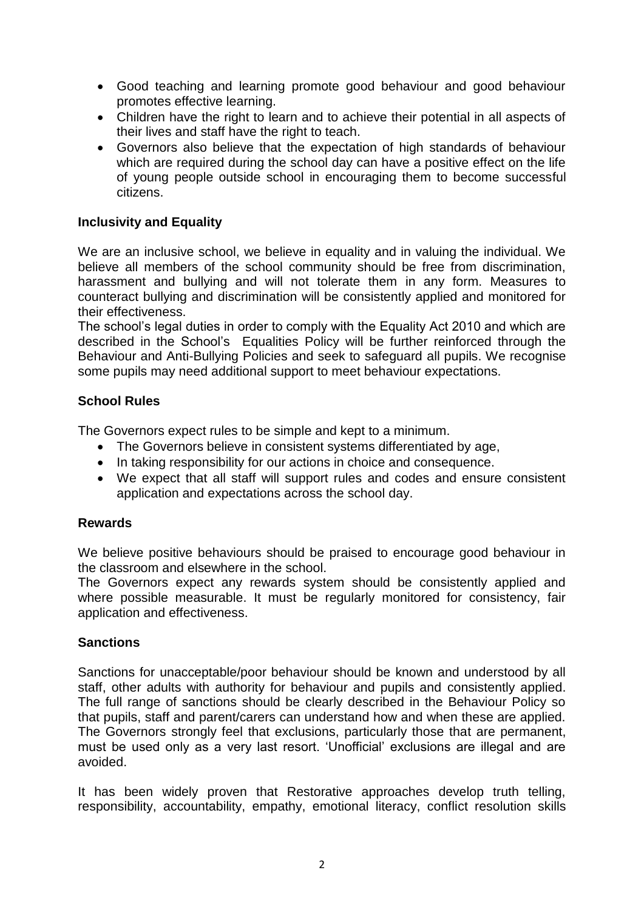- Good teaching and learning promote good behaviour and good behaviour promotes effective learning.
- Children have the right to learn and to achieve their potential in all aspects of their lives and staff have the right to teach.
- Governors also believe that the expectation of high standards of behaviour which are required during the school day can have a positive effect on the life of young people outside school in encouraging them to become successful citizens.

**Inclusivity and Equality**

We are an inclusive school, we believe in equality and in valuing the individual. We believe all members of the school community should be free from discrimination, harassment and bullying and will not tolerate them in any form. Measures to counteract bullying and discrimination will be consistently applied and monitored for their effectiveness.
The school's legal duties in order to comply with the Equality Act 2010 and which are described in the School's Equalities Policy will be further reinforced through the Behaviour and Anti-Bullying Policies and seek to safeguard all pupils. We recognise some pupils may need additional support to meet behaviour expectations.

**School Rules**

The Governors expect rules to be simple and kept to a minimum.

- The Governors believe in consistent systems differentiated by age,
- In taking responsibility for our actions in choice and consequence.
- We expect that all staff will support rules and codes and ensure consistent application and expectations across the school day.

**Rewards**

We believe positive behaviours should be praised to encourage good behaviour in the classroom and elsewhere in the school.
The Governors expect any rewards system should be consistently applied and where possible measurable. It must be regularly monitored for consistency, fair application and effectiveness.

**Sanctions**

Sanctions for unacceptable/poor behaviour should be known and understood by all staff, other adults with authority for behaviour and pupils and consistently applied. The full range of sanctions should be clearly described in the Behaviour Policy so that pupils, staff and parent/carers can understand how and when these are applied. The Governors strongly feel that exclusions, particularly those that are permanent, must be used only as a very last resort. 'Unofficial' exclusions are illegal and are avoided.

It has been widely proven that Restorative approaches develop truth telling, responsibility, accountability, empathy, emotional literacy, conflict resolution skills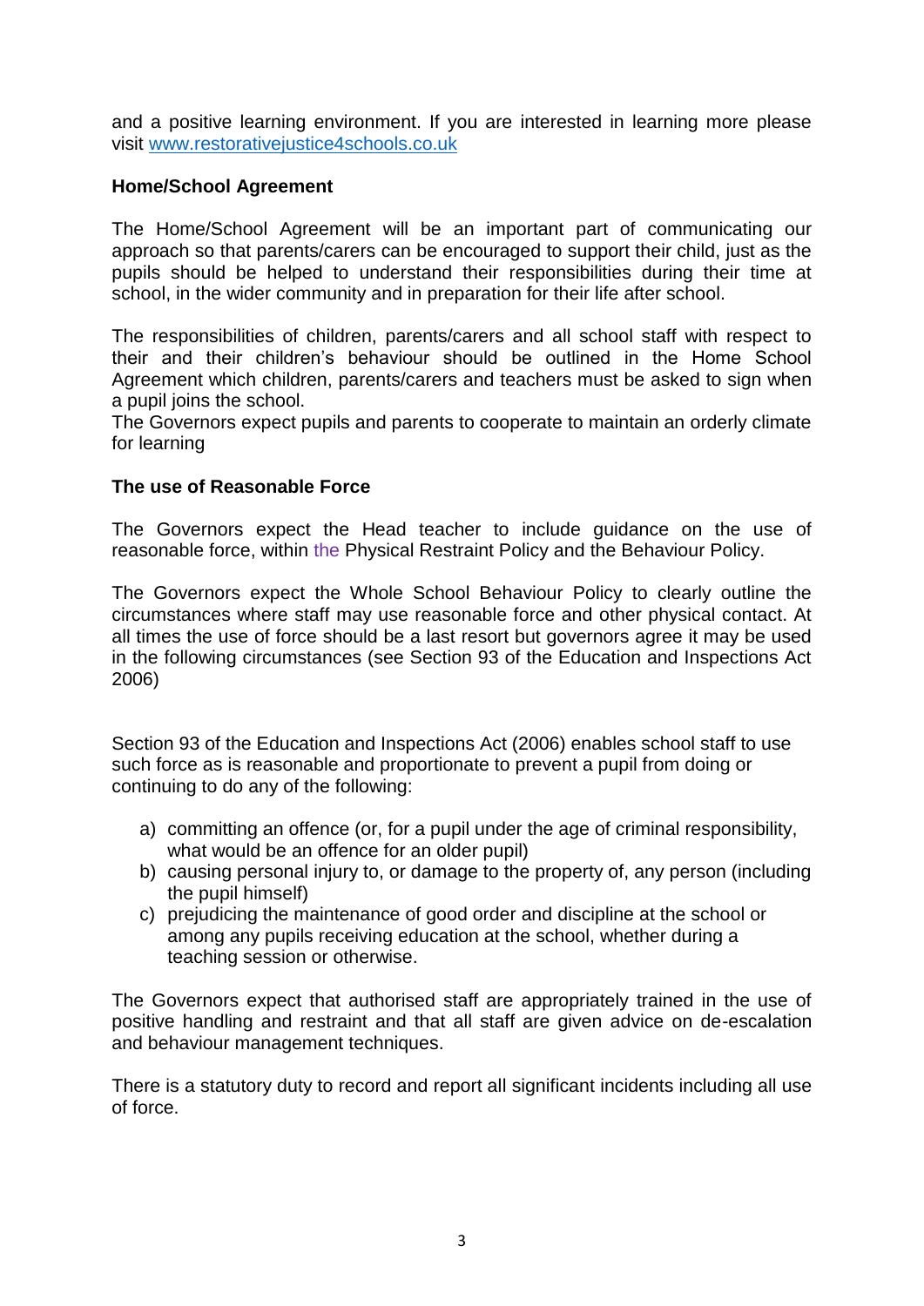and a positive learning environment. If you are interested in learning more please visit [www.restorativejustice4schools.co.uk](http://www.restorativejustice4schools.co.uk)

**Home/School Agreement**

The Home/School Agreement will be an important part of communicating our approach so that parents/carers can be encouraged to support their child, just as the pupils should be helped to understand their responsibilities during their time at school, in the wider community and in preparation for their life after school.

The responsibilities of children, parents/carers and all school staff with respect to their and their children's behaviour should be outlined in the Home School Agreement which children, parents/carers and teachers must be asked to sign when a pupil joins the school.
The Governors expect pupils and parents to cooperate to maintain an orderly climate for learning

**The use of Reasonable Force**

The Governors expect the Head teacher to include guidance on the use of reasonable force, within the Physical Restraint Policy and the Behaviour Policy.

The Governors expect the Whole School Behaviour Policy to clearly outline the circumstances where staff may use reasonable force and other physical contact. At all times the use of force should be a last resort but governors agree it may be used in the following circumstances (see Section 93 of the Education and Inspections Act 2006)

Section 93 of the Education and Inspections Act (2006) enables school staff to use such force as is reasonable and proportionate to prevent a pupil from doing or continuing to do any of the following:

a) committing an offence (or, for a pupil under the age of criminal responsibility, what would be an offence for an older pupil)
b) causing personal injury to, or damage to the property of, any person (including the pupil himself)
c) prejudicing the maintenance of good order and discipline at the school or among any pupils receiving education at the school, whether during a teaching session or otherwise.

The Governors expect that authorised staff are appropriately trained in the use of positive handling and restraint and that all staff are given advice on de-escalation and behaviour management techniques.

There is a statutory duty to record and report all significant incidents including all use of force.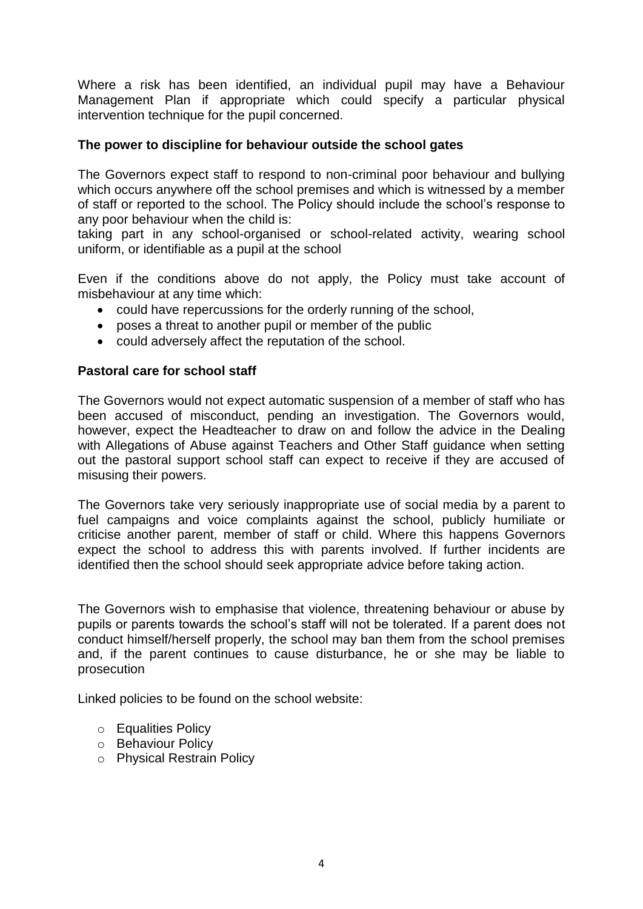Where a risk has been identified, an individual pupil may have a Behaviour Management Plan if appropriate which could specify a particular physical intervention technique for the pupil concerned.

**The power to discipline for behaviour outside the school gates**

The Governors expect staff to respond to non-criminal poor behaviour and bullying which occurs anywhere off the school premises and which is witnessed by a member of staff or reported to the school. The Policy should include the school's response to any poor behaviour when the child is:
taking part in any school-organised or school-related activity, wearing school uniform, or identifiable as a pupil at the school

Even if the conditions above do not apply, the Policy must take account of misbehaviour at any time which:

- could have repercussions for the orderly running of the school,
- poses a threat to another pupil or member of the public
- could adversely affect the reputation of the school.

**Pastoral care for school staff**

The Governors would not expect automatic suspension of a member of staff who has been accused of misconduct, pending an investigation. The Governors would, however, expect the Headteacher to draw on and follow the advice in the Dealing with Allegations of Abuse against Teachers and Other Staff guidance when setting out the pastoral support school staff can expect to receive if they are accused of misusing their powers.

The Governors take very seriously inappropriate use of social media by a parent to fuel campaigns and voice complaints against the school, publicly humiliate or criticise another parent, member of staff or child. Where this happens Governors expect the school to address this with parents involved. If further incidents are identified then the school should seek appropriate advice before taking action.

The Governors wish to emphasise that violence, threatening behaviour or abuse by pupils or parents towards the school's staff will not be tolerated. If a parent does not conduct himself/herself properly, the school may ban them from the school premises and, if the parent continues to cause disturbance, he or she may be liable to prosecution

Linked policies to be found on the school website:

- Equalities Policy
- Behaviour Policy
- Physical Restrain Policy